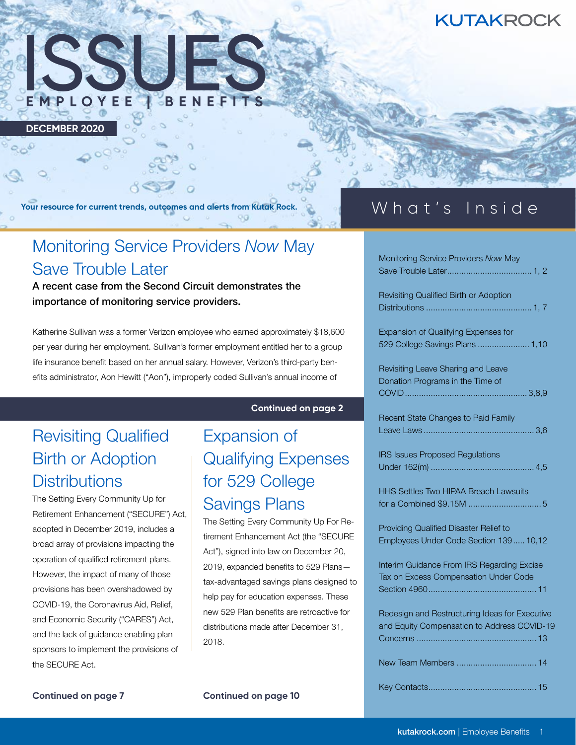KUTAKROCK

# ISSUES

EMPLOYEE | BENEFITS

DECEMBER 2020

Your resource for current trends, outcomes and alerts from Kutak Rock.

## Monitoring Service Providers *Now* May Save Trouble Later

**A recent case from the Second Circuit demonstrates the importance of monitoring service providers.**

Katherine Sullivan was a former Verizon employee who earned approximately $18,600 per year during her employment. Sullivan's former employment entitled her to a group life insurance benefit based on her annual salary. However, Verizon's third-party benefits administrator, Aon Hewitt ("Aon"), improperly coded Sullivan's annual income of

**Continued on page 2**

## Revisiting Qualified Birth or Adoption Distributions

The Setting Every Community Up for Retirement Enhancement ("SECURE") Act, adopted in December 2019, includes a broad array of provisions impacting the operation of qualified retirement plans. However, the impact of many of those provisions has been overshadowed by COVID-19, the Coronavirus Aid, Relief, and Economic Security ("CARES") Act, and the lack of guidance enabling plan sponsors to implement the provisions of the SECURE Act.

**Continued on page 7**

## Expansion of Qualifying Expenses for 529 College Savings Plans

The Setting Every Community Up For Retirement Enhancement Act (the "SECURE Act"), signed into law on December 20, 2019, expanded benefits to 529 Plans—tax-advantaged savings plans designed to help pay for education expenses. These new 529 Plan benefits are retroactive for distributions made after December 31, 2018.

**Continued on page 10**

## What's Inside

- Monitoring Service Providers *Now* May Save Trouble Later .................................... 1, 2
- Revisiting Qualified Birth or Adoption Distributions ............................................ 1, 7
- Expansion of Qualifying Expenses for 529 College Savings Plans ...................... 1,10
- Revisiting Leave Sharing and Leave Donation Programs in the Time of COVID.................................................... 3,8,9
- Recent State Changes to Paid Family Leave Laws .............................................. 3,6
- IRS Issues Proposed Regulations Under 162(m) ........................................... 4,5
- HHS Settles Two HIPAA Breach Lawsuits for a Combined $9.15M ............................... 5
- Providing Qualified Disaster Relief to Employees Under Code Section 139..... 10,12
- Interim Guidance From IRS Regarding Excise Tax on Excess Compensation Under Code Section 4960............................................. 11
- Redesign and Restructuring Ideas for Executive and Equity Compensation to Address COVID-19 Concerns .................................................. 13
- New Team Members .................................. 14
- Key Contacts............................................. 15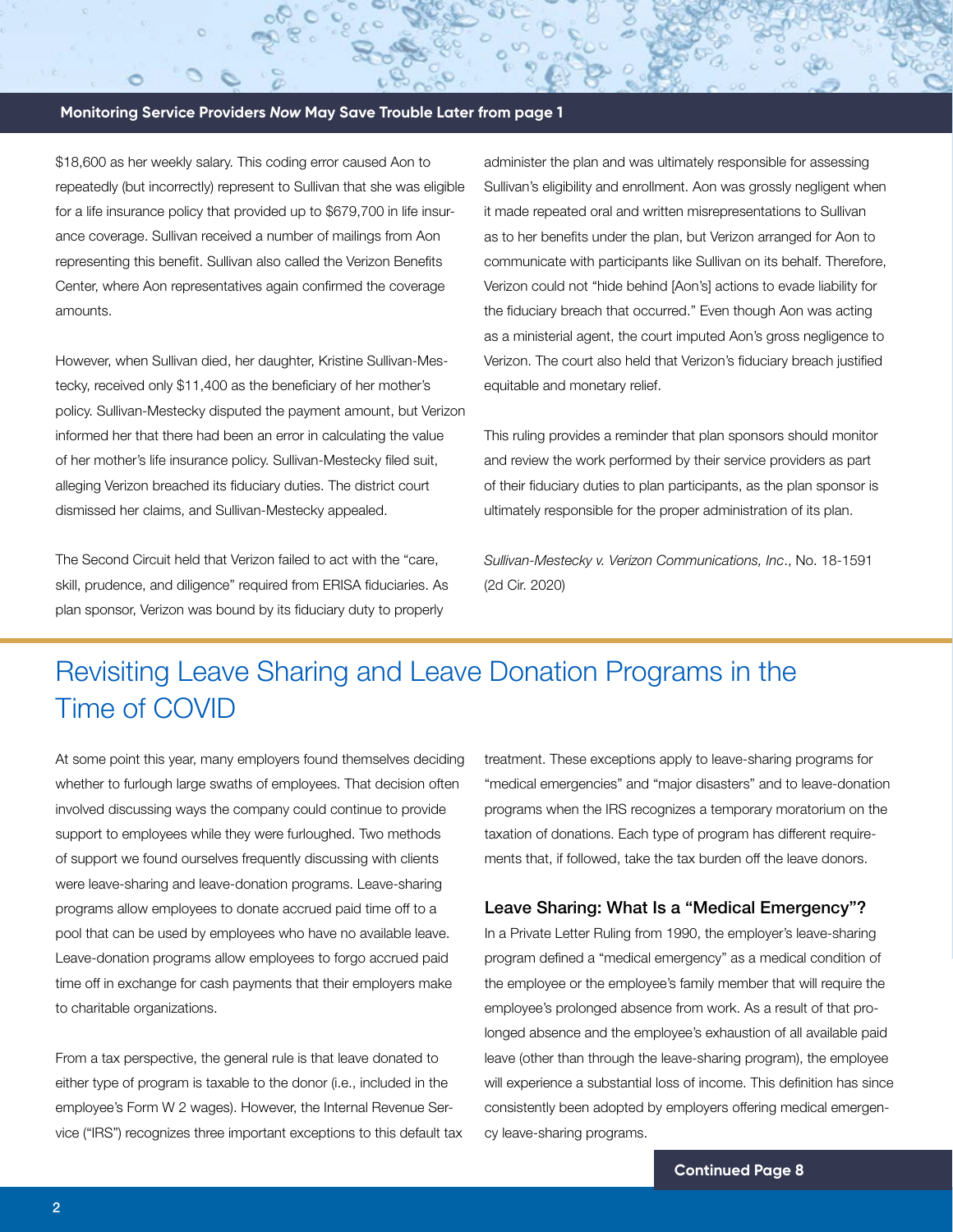**Monitoring Service Providers *Now* May Save Trouble Later from page 1**

$18,600 as her weekly salary. This coding error caused Aon to repeatedly (but incorrectly) represent to Sullivan that she was eligible for a life insurance policy that provided up to $679,700 in life insurance coverage. Sullivan received a number of mailings from Aon representing this benefit. Sullivan also called the Verizon Benefits Center, where Aon representatives again confirmed the coverage amounts.

However, when Sullivan died, her daughter, Kristine Sullivan-Mestecky, received only $11,400 as the beneficiary of her mother's policy. Sullivan-Mestecky disputed the payment amount, but Verizon informed her that there had been an error in calculating the value of her mother's life insurance policy. Sullivan-Mestecky filed suit, alleging Verizon breached its fiduciary duties. The district court dismissed her claims, and Sullivan-Mestecky appealed.

The Second Circuit held that Verizon failed to act with the "care, skill, prudence, and diligence" required from ERISA fiduciaries. As plan sponsor, Verizon was bound by its fiduciary duty to properly administer the plan and was ultimately responsible for assessing Sullivan's eligibility and enrollment. Aon was grossly negligent when it made repeated oral and written misrepresentations to Sullivan as to her benefits under the plan, but Verizon arranged for Aon to communicate with participants like Sullivan on its behalf. Therefore, Verizon could not "hide behind [Aon's] actions to evade liability for the fiduciary breach that occurred." Even though Aon was acting as a ministerial agent, the court imputed Aon's gross negligence to Verizon. The court also held that Verizon's fiduciary breach justified equitable and monetary relief.

This ruling provides a reminder that plan sponsors should monitor and review the work performed by their service providers as part of their fiduciary duties to plan participants, as the plan sponsor is ultimately responsible for the proper administration of its plan.

*Sullivan-Mestecky v. Verizon Communications, Inc.*, No. 18-1591 (2d Cir. 2020)

## Revisiting Leave Sharing and Leave Donation Programs in the Time of COVID

At some point this year, many employers found themselves deciding whether to furlough large swaths of employees. That decision often involved discussing ways the company could continue to provide support to employees while they were furloughed. Two methods of support we found ourselves frequently discussing with clients were leave-sharing and leave-donation programs. Leave-sharing programs allow employees to donate accrued paid time off to a pool that can be used by employees who have no available leave. Leave-donation programs allow employees to forgo accrued paid time off in exchange for cash payments that their employers make to charitable organizations.

From a tax perspective, the general rule is that leave donated to either type of program is taxable to the donor (i.e., included in the employee's Form W 2 wages). However, the Internal Revenue Service ("IRS") recognizes three important exceptions to this default tax treatment. These exceptions apply to leave-sharing programs for "medical emergencies" and "major disasters" and to leave-donation programs when the IRS recognizes a temporary moratorium on the taxation of donations. Each type of program has different requirements that, if followed, take the tax burden off the leave donors.

### Leave Sharing: What Is a "Medical Emergency"?

In a Private Letter Ruling from 1990, the employer's leave-sharing program defined a "medical emergency" as a medical condition of the employee or the employee's family member that will require the employee's prolonged absence from work. As a result of that prolonged absence and the employee's exhaustion of all available paid leave (other than through the leave-sharing program), the employee will experience a substantial loss of income. This definition has since consistently been adopted by employers offering medical emergency leave-sharing programs.

**Continued Page 8**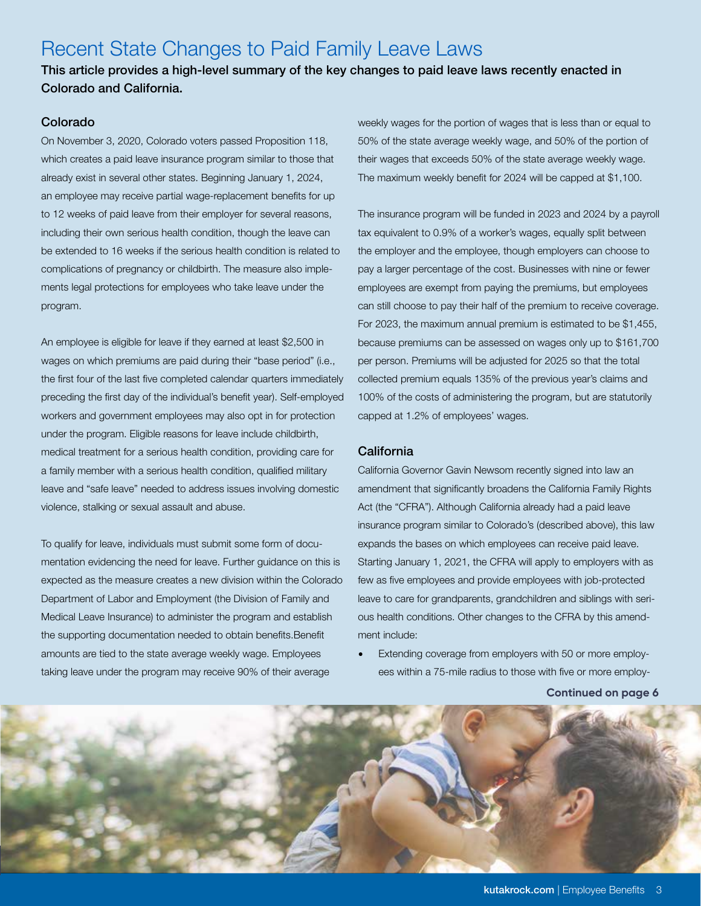# Recent State Changes to Paid Family Leave Laws

**This article provides a high-level summary of the key changes to paid leave laws recently enacted in Colorado and California.**

## Colorado

On November 3, 2020, Colorado voters passed Proposition 118, which creates a paid leave insurance program similar to those that already exist in several other states. Beginning January 1, 2024, an employee may receive partial wage-replacement benefits for up to 12 weeks of paid leave from their employer for several reasons, including their own serious health condition, though the leave can be extended to 16 weeks if the serious health condition is related to complications of pregnancy or childbirth. The measure also implements legal protections for employees who take leave under the program.

An employee is eligible for leave if they earned at least $2,500 in wages on which premiums are paid during their "base period" (i.e., the first four of the last five completed calendar quarters immediately preceding the first day of the individual's benefit year). Self-employed workers and government employees may also opt in for protection under the program. Eligible reasons for leave include childbirth, medical treatment for a serious health condition, providing care for a family member with a serious health condition, qualified military leave and "safe leave" needed to address issues involving domestic violence, stalking or sexual assault and abuse.

To qualify for leave, individuals must submit some form of documentation evidencing the need for leave. Further guidance on this is expected as the measure creates a new division within the Colorado Department of Labor and Employment (the Division of Family and Medical Leave Insurance) to administer the program and establish the supporting documentation needed to obtain benefits.Benefit amounts are tied to the state average weekly wage. Employees taking leave under the program may receive 90% of their average weekly wages for the portion of wages that is less than or equal to 50% of the state average weekly wage, and 50% of the portion of their wages that exceeds 50% of the state average weekly wage. The maximum weekly benefit for 2024 will be capped at $1,100.

The insurance program will be funded in 2023 and 2024 by a payroll tax equivalent to 0.9% of a worker's wages, equally split between the employer and the employee, though employers can choose to pay a larger percentage of the cost. Businesses with nine or fewer employees are exempt from paying the premiums, but employees can still choose to pay their half of the premium to receive coverage. For 2023, the maximum annual premium is estimated to be $1,455, because premiums can be assessed on wages only up to $161,700 per person. Premiums will be adjusted for 2025 so that the total collected premium equals 135% of the previous year's claims and 100% of the costs of administering the program, but are statutorily capped at 1.2% of employees' wages.

## California

California Governor Gavin Newsom recently signed into law an amendment that significantly broadens the California Family Rights Act (the "CFRA"). Although California already had a paid leave insurance program similar to Colorado's (described above), this law expands the bases on which employees can receive paid leave. Starting January 1, 2021, the CFRA will apply to employers with as few as five employees and provide employees with job-protected leave to care for grandparents, grandchildren and siblings with serious health conditions. Other changes to the CFRA by this amendment include:

- Extending coverage from employers with 50 or more employees within a 75-mile radius to those with five or more employ-

**Continued on page 6**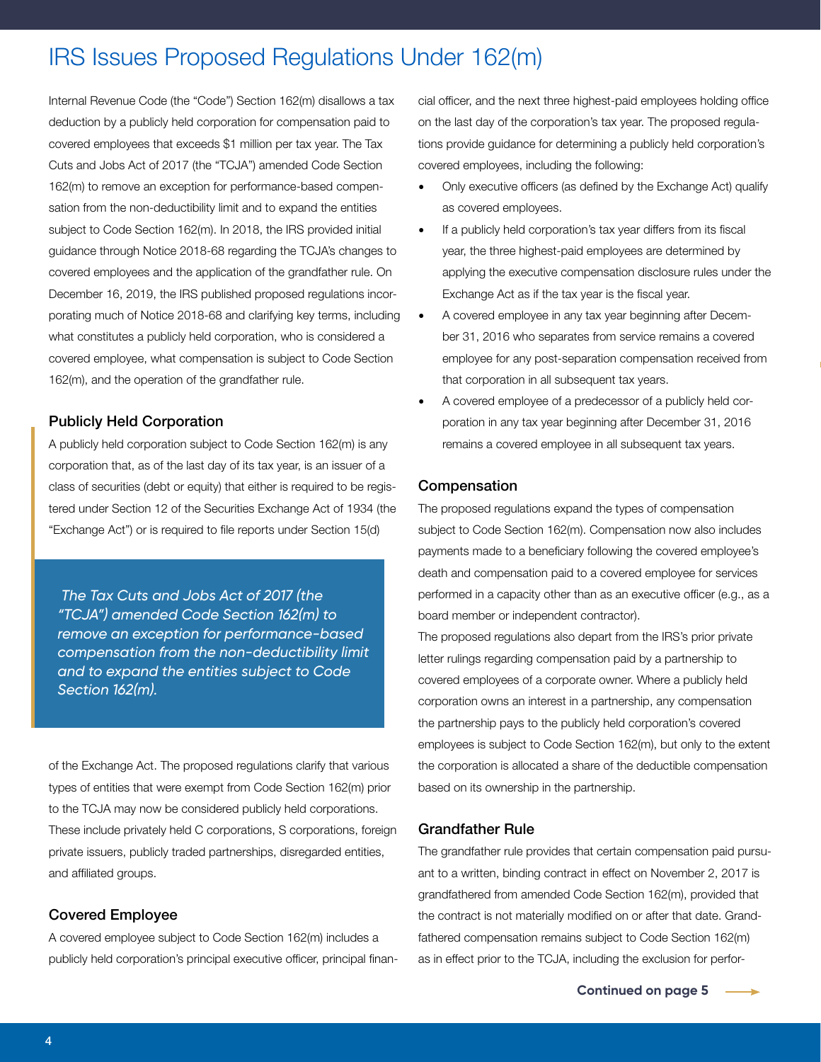# IRS Issues Proposed Regulations Under 162(m)

Internal Revenue Code (the "Code") Section 162(m) disallows a tax deduction by a publicly held corporation for compensation paid to covered employees that exceeds $1 million per tax year. The Tax Cuts and Jobs Act of 2017 (the "TCJA") amended Code Section 162(m) to remove an exception for performance-based compensation from the non-deductibility limit and to expand the entities subject to Code Section 162(m). In 2018, the IRS provided initial guidance through Notice 2018-68 regarding the TCJA's changes to covered employees and the application of the grandfather rule. On December 16, 2019, the IRS published proposed regulations incorporating much of Notice 2018-68 and clarifying key terms, including what constitutes a publicly held corporation, who is considered a covered employee, what compensation is subject to Code Section 162(m), and the operation of the grandfather rule.

## Publicly Held Corporation

A publicly held corporation subject to Code Section 162(m) is any corporation that, as of the last day of its tax year, is an issuer of a class of securities (debt or equity) that either is required to be registered under Section 12 of the Securities Exchange Act of 1934 (the "Exchange Act") or is required to file reports under Section 15(d) of the Exchange Act. The proposed regulations clarify that various types of entities that were exempt from Code Section 162(m) prior to the TCJA may now be considered publicly held corporations. These include privately held C corporations, S corporations, foreign private issuers, publicly traded partnerships, disregarded entities, and affiliated groups.

> *The Tax Cuts and Jobs Act of 2017 (the "TCJA") amended Code Section 162(m) to remove an exception for performance-based compensation from the non-deductibility limit and to expand the entities subject to Code Section 162(m).*

## Covered Employee

A covered employee subject to Code Section 162(m) includes a publicly held corporation's principal executive officer, principal financial officer, and the next three highest-paid employees holding office on the last day of the corporation's tax year. The proposed regulations provide guidance for determining a publicly held corporation's covered employees, including the following:

- Only executive officers (as defined by the Exchange Act) qualify as covered employees.
- If a publicly held corporation's tax year differs from its fiscal year, the three highest-paid employees are determined by applying the executive compensation disclosure rules under the Exchange Act as if the tax year is the fiscal year.
- A covered employee in any tax year beginning after December 31, 2016 who separates from service remains a covered employee for any post-separation compensation received from that corporation in all subsequent tax years.
- A covered employee of a predecessor of a publicly held corporation in any tax year beginning after December 31, 2016 remains a covered employee in all subsequent tax years.

## Compensation

The proposed regulations expand the types of compensation subject to Code Section 162(m). Compensation now also includes payments made to a beneficiary following the covered employee's death and compensation paid to a covered employee for services performed in a capacity other than as an executive officer (e.g., as a board member or independent contractor).

The proposed regulations also depart from the IRS's prior private letter rulings regarding compensation paid by a partnership to covered employees of a corporate owner. Where a publicly held corporation owns an interest in a partnership, any compensation the partnership pays to the publicly held corporation's covered employees is subject to Code Section 162(m), but only to the extent the corporation is allocated a share of the deductible compensation based on its ownership in the partnership.

## Grandfather Rule

The grandfather rule provides that certain compensation paid pursuant to a written, binding contract in effect on November 2, 2017 is grandfathered from amended Code Section 162(m), provided that the contract is not materially modified on or after that date. Grandfathered compensation remains subject to Code Section 162(m) as in effect prior to the TCJA, including the exclusion for perfor-

**Continued on page 5**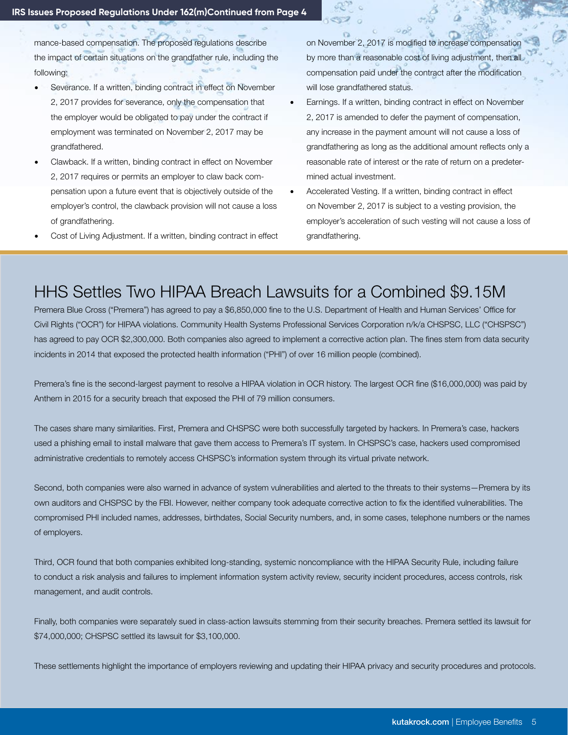mance-based compensation. The proposed regulations describe the impact of certain situations on the grandfather rule, including the following:

- Severance. If a written, binding contract in effect on November 2, 2017 provides for severance, only the compensation that the employer would be obligated to pay under the contract if employment was terminated on November 2, 2017 may be grandfathered.
- Clawback. If a written, binding contract in effect on November 2, 2017 requires or permits an employer to claw back compensation upon a future event that is objectively outside of the employer's control, the clawback provision will not cause a loss of grandfathering.
- Cost of Living Adjustment. If a written, binding contract in effect on November 2, 2017 is modified to increase compensation by more than a reasonable cost of living adjustment, then all compensation paid under the contract after the modification will lose grandfathered status.
- Earnings. If a written, binding contract in effect on November 2, 2017 is amended to defer the payment of compensation, any increase in the payment amount will not cause a loss of grandfathering as long as the additional amount reflects only a reasonable rate of interest or the rate of return on a predetermined actual investment.
- Accelerated Vesting. If a written, binding contract in effect on November 2, 2017 is subject to a vesting provision, the employer's acceleration of such vesting will not cause a loss of grandfathering.

# HHS Settles Two HIPAA Breach Lawsuits for a Combined $9.15M

Premera Blue Cross ("Premera") has agreed to pay a $6,850,000 fine to the U.S. Department of Health and Human Services' Office for Civil Rights ("OCR") for HIPAA violations. Community Health Systems Professional Services Corporation n/k/a CHSPSC, LLC ("CHSPSC") has agreed to pay OCR $2,300,000. Both companies also agreed to implement a corrective action plan. The fines stem from data security incidents in 2014 that exposed the protected health information ("PHI") of over 16 million people (combined).

Premera's fine is the second-largest payment to resolve a HIPAA violation in OCR history. The largest OCR fine ($16,000,000) was paid by Anthem in 2015 for a security breach that exposed the PHI of 79 million consumers.

The cases share many similarities. First, Premera and CHSPSC were both successfully targeted by hackers. In Premera's case, hackers used a phishing email to install malware that gave them access to Premera's IT system. In CHSPSC's case, hackers used compromised administrative credentials to remotely access CHSPSC's information system through its virtual private network.

Second, both companies were also warned in advance of system vulnerabilities and alerted to the threats to their systems—Premera by its own auditors and CHSPSC by the FBI. However, neither company took adequate corrective action to fix the identified vulnerabilities. The compromised PHI included names, addresses, birthdates, Social Security numbers, and, in some cases, telephone numbers or the names of employers.

Third, OCR found that both companies exhibited long-standing, systemic noncompliance with the HIPAA Security Rule, including failure to conduct a risk analysis and failures to implement information system activity review, security incident procedures, access controls, risk management, and audit controls.

Finally, both companies were separately sued in class-action lawsuits stemming from their security breaches. Premera settled its lawsuit for $74,000,000; CHSPSC settled its lawsuit for $3,100,000.

These settlements highlight the importance of employers reviewing and updating their HIPAA privacy and security procedures and protocols.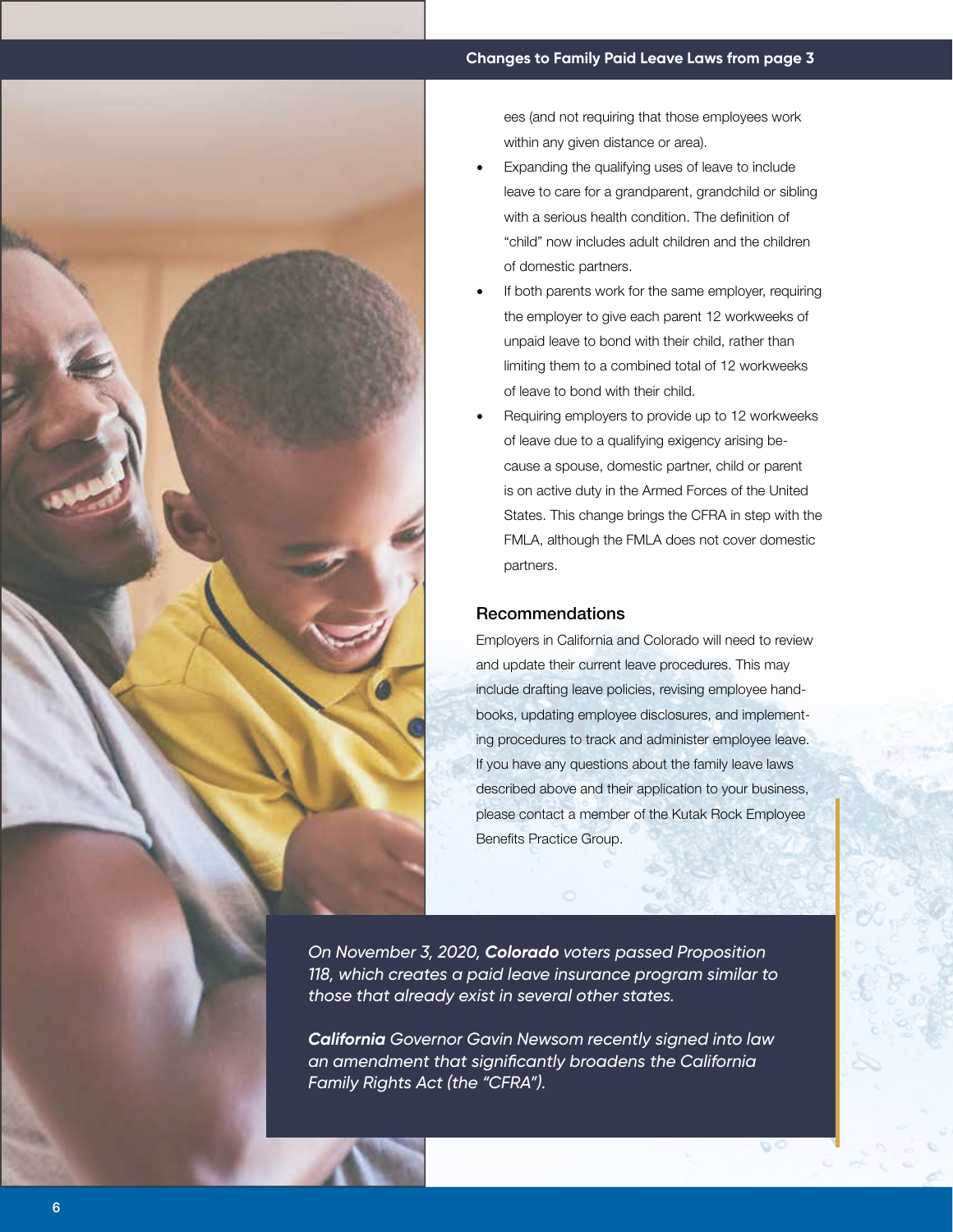**Changes to Family Paid Leave Laws from page 3**

ees (and not requiring that those employees work within any given distance or area).

- Expanding the qualifying uses of leave to include leave to care for a grandparent, grandchild or sibling with a serious health condition. The definition of "child" now includes adult children and the children of domestic partners.
- If both parents work for the same employer, requiring the employer to give each parent 12 workweeks of unpaid leave to bond with their child, rather than limiting them to a combined total of 12 workweeks of leave to bond with their child.
- Requiring employers to provide up to 12 workweeks of leave due to a qualifying exigency arising because a spouse, domestic partner, child or parent is on active duty in the Armed Forces of the United States. This change brings the CFRA in step with the FMLA, although the FMLA does not cover domestic partners.

### Recommendations

Employers in California and Colorado will need to review and update their current leave procedures. This may include drafting leave policies, revising employee handbooks, updating employee disclosures, and implementing procedures to track and administer employee leave. If you have any questions about the family leave laws described above and their application to your business, please contact a member of the Kutak Rock Employee Benefits Practice Group.

*On November 3, 2020, **Colorado** voters passed Proposition 118, which creates a paid leave insurance program similar to those that already exist in several other states.*

***California** Governor Gavin Newsom recently signed into law an amendment that significantly broadens the California Family Rights Act (the "CFRA").*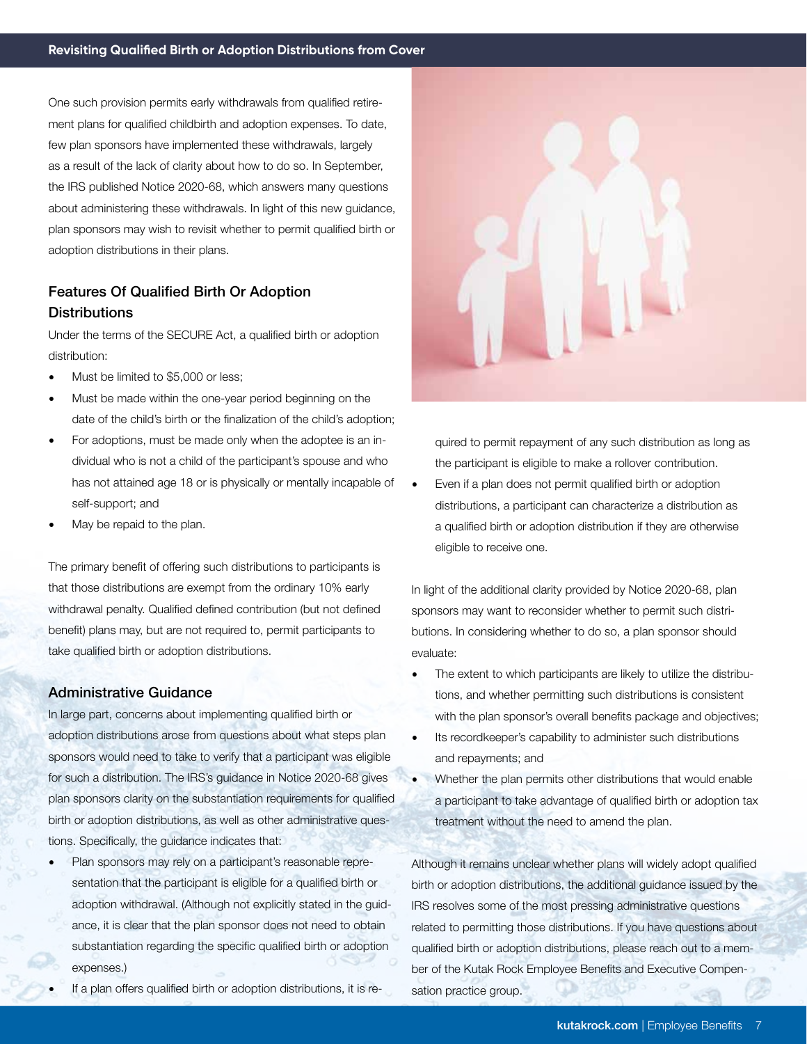## Revisiting Qualified Birth or Adoption Distributions from Cover

One such provision permits early withdrawals from qualified retirement plans for qualified childbirth and adoption expenses. To date, few plan sponsors have implemented these withdrawals, largely as a result of the lack of clarity about how to do so. In September, the IRS published Notice 2020-68, which answers many questions about administering these withdrawals. In light of this new guidance, plan sponsors may wish to revisit whether to permit qualified birth or adoption distributions in their plans.

### Features Of Qualified Birth Or Adoption Distributions

Under the terms of the SECURE Act, a qualified birth or adoption distribution:

- Must be limited to $5,000 or less;
- Must be made within the one-year period beginning on the date of the child's birth or the finalization of the child's adoption;
- For adoptions, must be made only when the adoptee is an individual who is not a child of the participant's spouse and who has not attained age 18 or is physically or mentally incapable of self-support; and
- May be repaid to the plan.

The primary benefit of offering such distributions to participants is that those distributions are exempt from the ordinary 10% early withdrawal penalty. Qualified defined contribution (but not defined benefit) plans may, but are not required to, permit participants to take qualified birth or adoption distributions.

### Administrative Guidance

In large part, concerns about implementing qualified birth or adoption distributions arose from questions about what steps plan sponsors would need to take to verify that a participant was eligible for such a distribution. The IRS's guidance in Notice 2020-68 gives plan sponsors clarity on the substantiation requirements for qualified birth or adoption distributions, as well as other administrative questions. Specifically, the guidance indicates that:

- Plan sponsors may rely on a participant's reasonable representation that the participant is eligible for a qualified birth or adoption withdrawal. (Although not explicitly stated in the guidance, it is clear that the plan sponsor does not need to obtain substantiation regarding the specific qualified birth or adoption expenses.)
- If a plan offers qualified birth or adoption distributions, it is required to permit repayment of any such distribution as long as the participant is eligible to make a rollover contribution.
- Even if a plan does not permit qualified birth or adoption distributions, a participant can characterize a distribution as a qualified birth or adoption distribution if they are otherwise eligible to receive one.

In light of the additional clarity provided by Notice 2020-68, plan sponsors may want to reconsider whether to permit such distributions. In considering whether to do so, a plan sponsor should evaluate:

- The extent to which participants are likely to utilize the distributions, and whether permitting such distributions is consistent with the plan sponsor's overall benefits package and objectives;
- Its recordkeeper's capability to administer such distributions and repayments; and
- Whether the plan permits other distributions that would enable a participant to take advantage of qualified birth or adoption tax treatment without the need to amend the plan.

Although it remains unclear whether plans will widely adopt qualified birth or adoption distributions, the additional guidance issued by the IRS resolves some of the most pressing administrative questions related to permitting those distributions. If you have questions about qualified birth or adoption distributions, please reach out to a member of the Kutak Rock Employee Benefits and Executive Compensation practice group.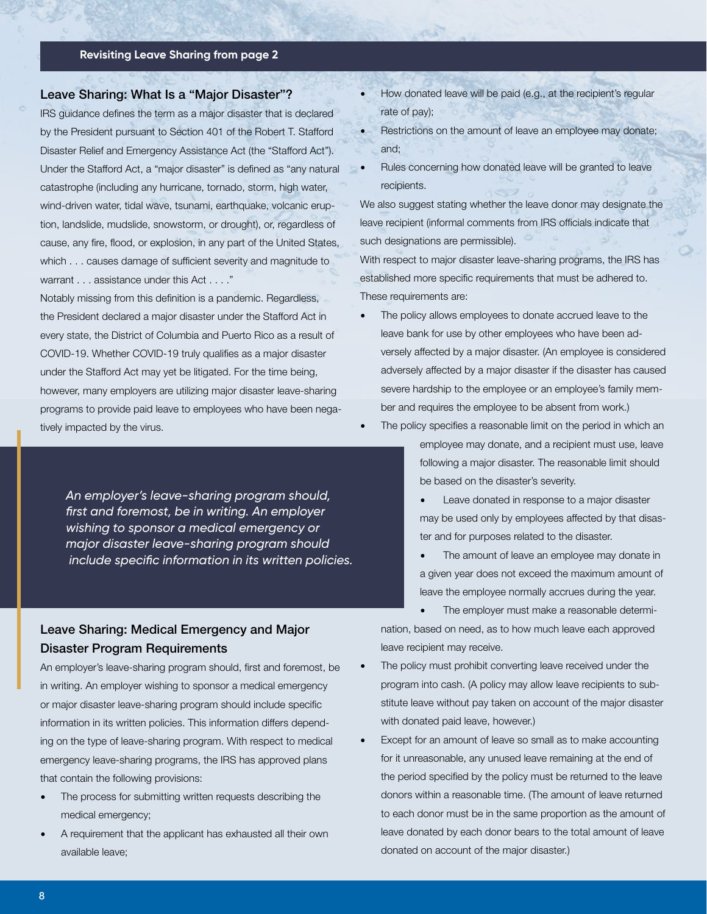Revisiting Leave Sharing from page 2

## Leave Sharing: What Is a "Major Disaster"?

IRS guidance defines the term as a major disaster that is declared by the President pursuant to Section 401 of the Robert T. Stafford Disaster Relief and Emergency Assistance Act (the "Stafford Act"). Under the Stafford Act, a "major disaster" is defined as "any natural catastrophe (including any hurricane, tornado, storm, high water, wind-driven water, tidal wave, tsunami, earthquake, volcanic eruption, landslide, mudslide, snowstorm, or drought), or, regardless of cause, any fire, flood, or explosion, in any part of the United States, which . . . causes damage of sufficient severity and magnitude to warrant . . . assistance under this Act . . . ."

Notably missing from this definition is a pandemic. Regardless, the President declared a major disaster under the Stafford Act in every state, the District of Columbia and Puerto Rico as a result of COVID-19. Whether COVID-19 truly qualifies as a major disaster under the Stafford Act may yet be litigated. For the time being, however, many employers are utilizing major disaster leave-sharing programs to provide paid leave to employees who have been negatively impacted by the virus.

*An employer's leave-sharing program should, first and foremost, be in writing. An employer wishing to sponsor a medical emergency or major disaster leave-sharing program should include specific information in its written policies.*

## Leave Sharing: Medical Emergency and Major Disaster Program Requirements

An employer's leave-sharing program should, first and foremost, be in writing. An employer wishing to sponsor a medical emergency or major disaster leave-sharing program should include specific information in its written policies. This information differs depending on the type of leave-sharing program. With respect to medical emergency leave-sharing programs, the IRS has approved plans that contain the following provisions:

- The process for submitting written requests describing the medical emergency;
- A requirement that the applicant has exhausted all their own available leave;
- How donated leave will be paid (e.g., at the recipient's regular rate of pay);
- Restrictions on the amount of leave an employee may donate; and;
- Rules concerning how donated leave will be granted to leave recipients.

We also suggest stating whether the leave donor may designate the leave recipient (informal comments from IRS officials indicate that such designations are permissible).

With respect to major disaster leave-sharing programs, the IRS has established more specific requirements that must be adhered to. These requirements are:

- The policy allows employees to donate accrued leave to the leave bank for use by other employees who have been adversely affected by a major disaster. (An employee is considered adversely affected by a major disaster if the disaster has caused severe hardship to the employee or an employee's family member and requires the employee to be absent from work.)
- The policy specifies a reasonable limit on the period in which an employee may donate, and a recipient must use, leave following a major disaster. The reasonable limit should be based on the disaster's severity.
    - Leave donated in response to a major disaster may be used only by employees affected by that disaster and for purposes related to the disaster.
    - The amount of leave an employee may donate in a given year does not exceed the maximum amount of leave the employee normally accrues during the year.
    - The employer must make a reasonable determination, based on need, as to how much leave each approved leave recipient may receive.
- The policy must prohibit converting leave received under the program into cash. (A policy may allow leave recipients to substitute leave without pay taken on account of the major disaster with donated paid leave, however.)
- Except for an amount of leave so small as to make accounting for it unreasonable, any unused leave remaining at the end of the period specified by the policy must be returned to the leave donors within a reasonable time. (The amount of leave returned to each donor must be in the same proportion as the amount of leave donated by each donor bears to the total amount of leave donated on account of the major disaster.)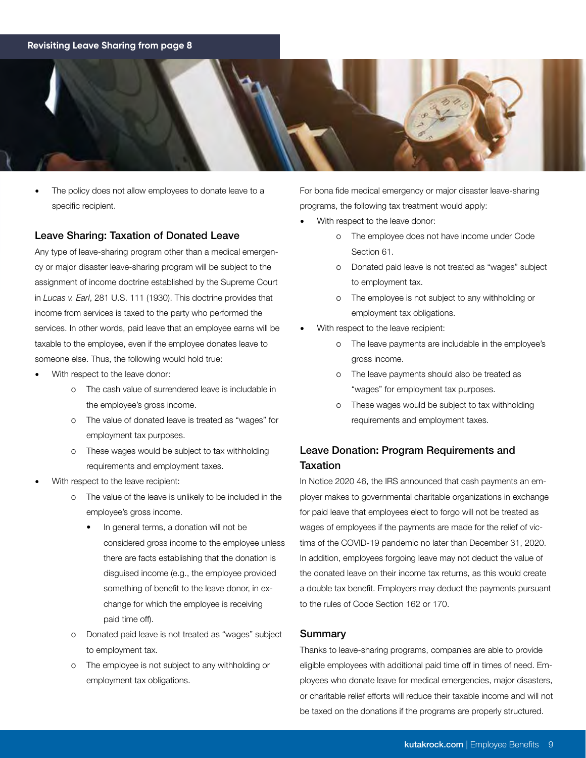- The policy does not allow employees to donate leave to a specific recipient.

## Leave Sharing: Taxation of Donated Leave

Any type of leave-sharing program other than a medical emergency or major disaster leave-sharing program will be subject to the assignment of income doctrine established by the Supreme Court in *Lucas v. Earl*, 281 U.S. 111 (1930). This doctrine provides that income from services is taxed to the party who performed the services. In other words, paid leave that an employee earns will be taxable to the employee, even if the employee donates leave to someone else. Thus, the following would hold true:

- With respect to the leave donor:
  - The cash value of surrendered leave is includable in the employee's gross income.
  - The value of donated leave is treated as "wages" for employment tax purposes.
  - These wages would be subject to tax withholding requirements and employment taxes.
- With respect to the leave recipient:
  - The value of the leave is unlikely to be included in the employee's gross income.
    - In general terms, a donation will not be considered gross income to the employee unless there are facts establishing that the donation is disguised income (e.g., the employee provided something of benefit to the leave donor, in exchange for which the employee is receiving paid time off).
  - Donated paid leave is not treated as "wages" subject to employment tax.
  - The employee is not subject to any withholding or employment tax obligations.

For bona fide medical emergency or major disaster leave-sharing programs, the following tax treatment would apply:

- With respect to the leave donor:
  - The employee does not have income under Code Section 61.
  - Donated paid leave is not treated as "wages" subject to employment tax.
  - The employee is not subject to any withholding or employment tax obligations.
- With respect to the leave recipient:
  - The leave payments are includable in the employee's gross income.
  - The leave payments should also be treated as "wages" for employment tax purposes.
  - These wages would be subject to tax withholding requirements and employment taxes.

## Leave Donation: Program Requirements and Taxation

In Notice 2020 46, the IRS announced that cash payments an employer makes to governmental charitable organizations in exchange for paid leave that employees elect to forgo will not be treated as wages of employees if the payments are made for the relief of victims of the COVID-19 pandemic no later than December 31, 2020. In addition, employees forgoing leave may not deduct the value of the donated leave on their income tax returns, as this would create a double tax benefit. Employers may deduct the payments pursuant to the rules of Code Section 162 or 170.

## Summary

Thanks to leave-sharing programs, companies are able to provide eligible employees with additional paid time off in times of need. Employees who donate leave for medical emergencies, major disasters, or charitable relief efforts will reduce their taxable income and will not be taxed on the donations if the programs are properly structured.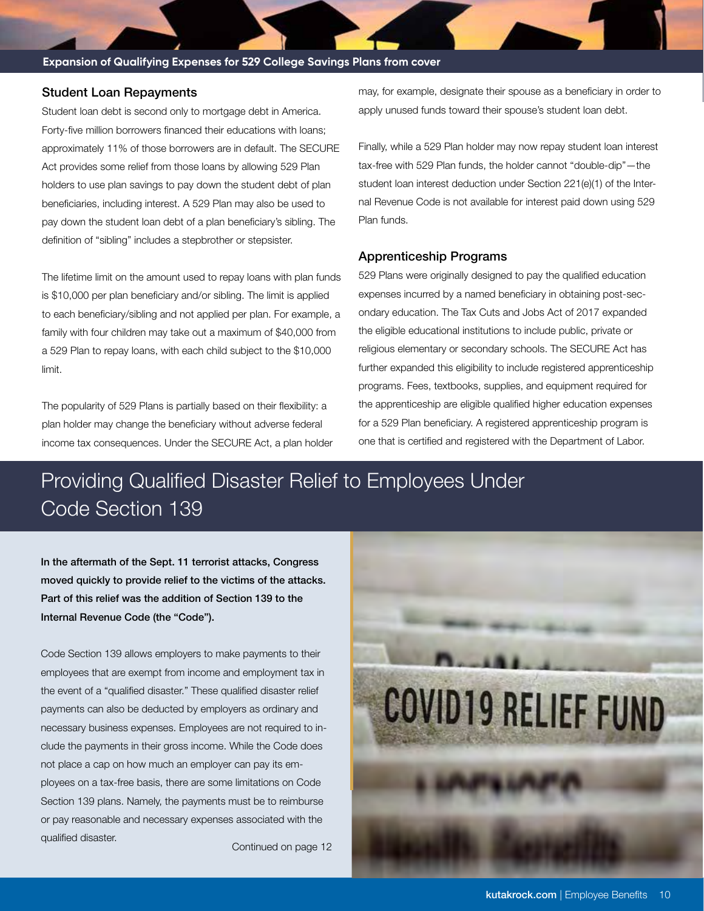Expansion of Qualifying Expenses for 529 College Savings Plans from cover

### Student Loan Repayments

Student loan debt is second only to mortgage debt in America. Forty-five million borrowers financed their educations with loans; approximately 11% of those borrowers are in default. The SECURE Act provides some relief from those loans by allowing 529 Plan holders to use plan savings to pay down the student debt of plan beneficiaries, including interest. A 529 Plan may also be used to pay down the student loan debt of a plan beneficiary's sibling. The definition of "sibling" includes a stepbrother or stepsister.

The lifetime limit on the amount used to repay loans with plan funds is $10,000 per plan beneficiary and/or sibling. The limit is applied to each beneficiary/sibling and not applied per plan. For example, a family with four children may take out a maximum of $40,000 from a 529 Plan to repay loans, with each child subject to the $10,000 limit.

The popularity of 529 Plans is partially based on their flexibility: a plan holder may change the beneficiary without adverse federal income tax consequences. Under the SECURE Act, a plan holder may, for example, designate their spouse as a beneficiary in order to apply unused funds toward their spouse's student loan debt.

Finally, while a 529 Plan holder may now repay student loan interest tax-free with 529 Plan funds, the holder cannot "double-dip"—the student loan interest deduction under Section 221(e)(1) of the Internal Revenue Code is not available for interest paid down using 529 Plan funds.

### Apprenticeship Programs

529 Plans were originally designed to pay the qualified education expenses incurred by a named beneficiary in obtaining post-secondary education. The Tax Cuts and Jobs Act of 2017 expanded the eligible educational institutions to include public, private or religious elementary or secondary schools. The SECURE Act has further expanded this eligibility to include registered apprenticeship programs. Fees, textbooks, supplies, and equipment required for the apprenticeship are eligible qualified higher education expenses for a 529 Plan beneficiary. A registered apprenticeship program is one that is certified and registered with the Department of Labor.

## Providing Qualified Disaster Relief to Employees Under Code Section 139

**In the aftermath of the Sept. 11 terrorist attacks, Congress moved quickly to provide relief to the victims of the attacks. Part of this relief was the addition of Section 139 to the Internal Revenue Code (the "Code").**

Code Section 139 allows employers to make payments to their employees that are exempt from income and employment tax in the event of a "qualified disaster." These qualified disaster relief payments can also be deducted by employers as ordinary and necessary business expenses. Employees are not required to include the payments in their gross income. While the Code does not place a cap on how much an employer can pay its employees on a tax-free basis, there are some limitations on Code Section 139 plans. Namely, the payments must be to reimburse or pay reasonable and necessary expenses associated with the qualified disaster.

Continued on page 12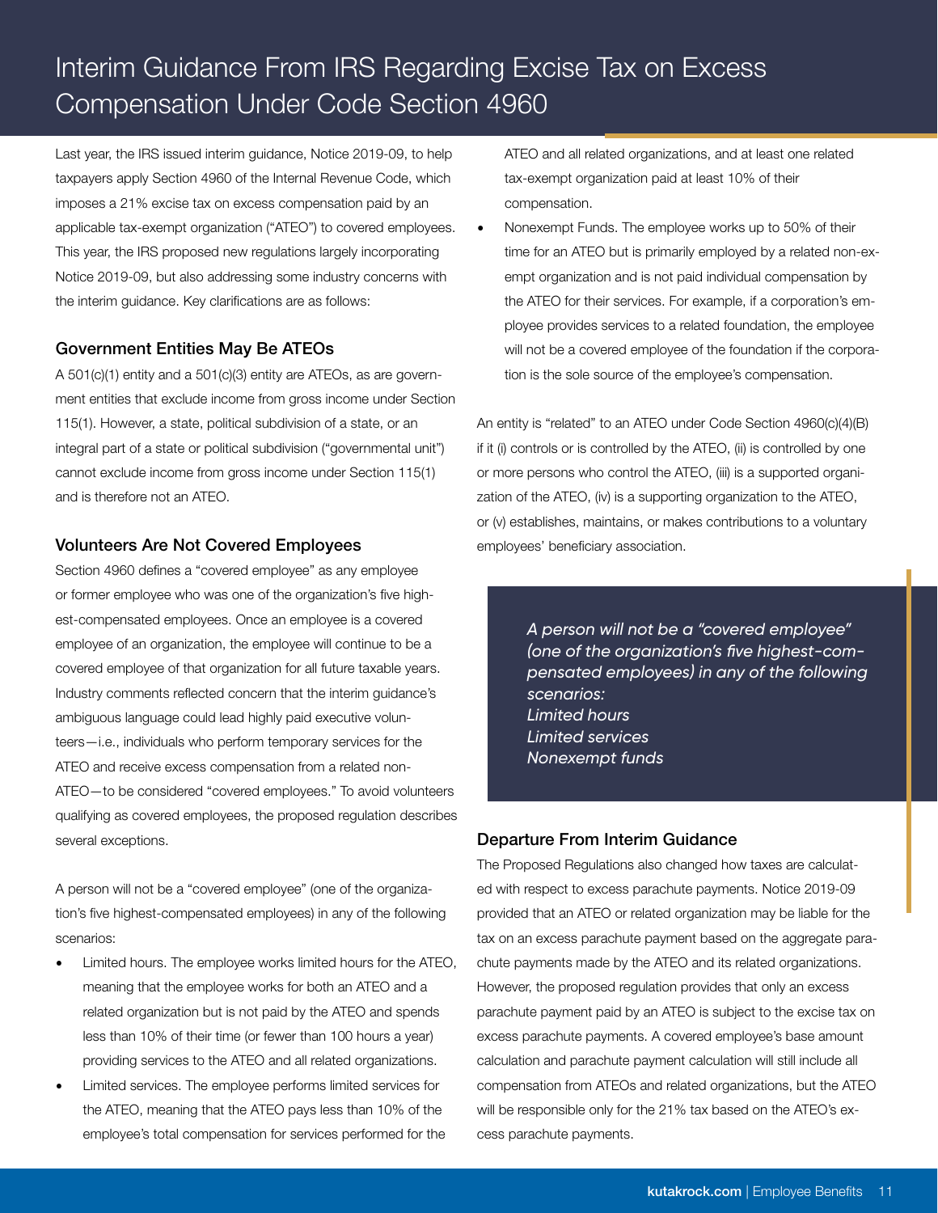# Interim Guidance From IRS Regarding Excise Tax on Excess Compensation Under Code Section 4960

Last year, the IRS issued interim guidance, Notice 2019-09, to help taxpayers apply Section 4960 of the Internal Revenue Code, which imposes a 21% excise tax on excess compensation paid by an applicable tax-exempt organization ("ATEO") to covered employees. This year, the IRS proposed new regulations largely incorporating Notice 2019-09, but also addressing some industry concerns with the interim guidance. Key clarifications are as follows:

## Government Entities May Be ATEOs

A 501(c)(1) entity and a 501(c)(3) entity are ATEOs, as are government entities that exclude income from gross income under Section 115(1). However, a state, political subdivision of a state, or an integral part of a state or political subdivision ("governmental unit") cannot exclude income from gross income under Section 115(1) and is therefore not an ATEO.

## Volunteers Are Not Covered Employees

Section 4960 defines a "covered employee" as any employee or former employee who was one of the organization's five highest-compensated employees. Once an employee is a covered employee of an organization, the employee will continue to be a covered employee of that organization for all future taxable years. Industry comments reflected concern that the interim guidance's ambiguous language could lead highly paid executive volunteers—i.e., individuals who perform temporary services for the ATEO and receive excess compensation from a related non-ATEO—to be considered "covered employees." To avoid volunteers qualifying as covered employees, the proposed regulation describes several exceptions.

A person will not be a "covered employee" (one of the organization's five highest-compensated employees) in any of the following scenarios:

- Limited hours. The employee works limited hours for the ATEO, meaning that the employee works for both an ATEO and a related organization but is not paid by the ATEO and spends less than 10% of their time (or fewer than 100 hours a year) providing services to the ATEO and all related organizations.
- Limited services. The employee performs limited services for the ATEO, meaning that the ATEO pays less than 10% of the employee's total compensation for services performed for the ATEO and all related organizations, and at least one related tax-exempt organization paid at least 10% of their compensation.
- Nonexempt Funds. The employee works up to 50% of their time for an ATEO but is primarily employed by a related non-exempt organization and is not paid individual compensation by the ATEO for their services. For example, if a corporation's employee provides services to a related foundation, the employee will not be a covered employee of the foundation if the corporation is the sole source of the employee's compensation.

An entity is "related" to an ATEO under Code Section 4960(c)(4)(B) if it (i) controls or is controlled by the ATEO, (ii) is controlled by one or more persons who control the ATEO, (iii) is a supported organization of the ATEO, (iv) is a supporting organization to the ATEO, or (v) establishes, maintains, or makes contributions to a voluntary employees' beneficiary association.

> *A person will not be a "covered employee" (one of the organization's five highest-compensated employees) in any of the following scenarios:*
> *Limited hours*
> *Limited services*
> *Nonexempt funds*

## Departure From Interim Guidance

The Proposed Regulations also changed how taxes are calculated with respect to excess parachute payments. Notice 2019-09 provided that an ATEO or related organization may be liable for the tax on an excess parachute payment based on the aggregate parachute payments made by the ATEO and its related organizations. However, the proposed regulation provides that only an excess parachute payment paid by an ATEO is subject to the excise tax on excess parachute payments. A covered employee's base amount calculation and parachute payment calculation will still include all compensation from ATEOs and related organizations, but the ATEO will be responsible only for the 21% tax based on the ATEO's excess parachute payments.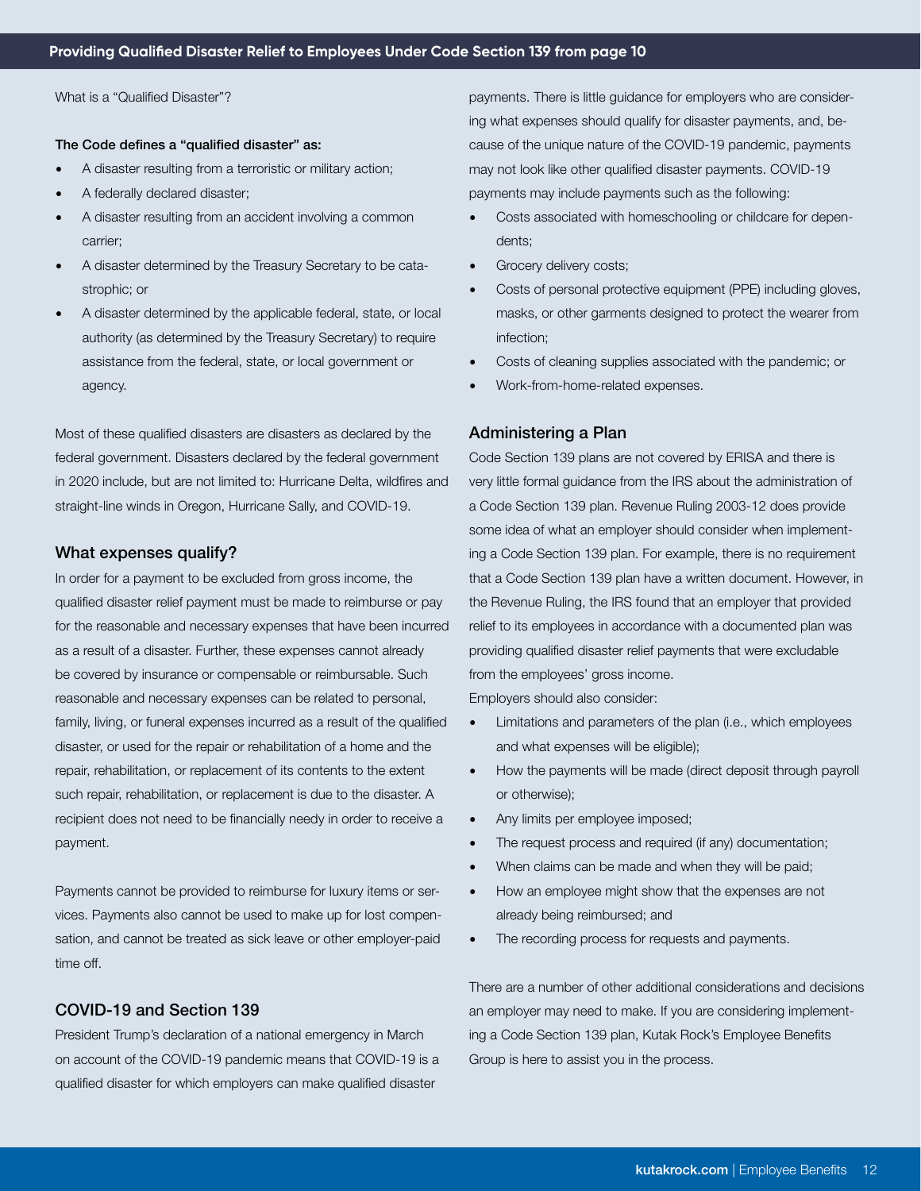## Providing Qualified Disaster Relief to Employees Under Code Section 139 from page 10

What is a "Qualified Disaster"?

**The Code defines a "qualified disaster" as:**

- A disaster resulting from a terroristic or military action;
- A federally declared disaster;
- A disaster resulting from an accident involving a common carrier;
- A disaster determined by the Treasury Secretary to be catastrophic; or
- A disaster determined by the applicable federal, state, or local authority (as determined by the Treasury Secretary) to require assistance from the federal, state, or local government or agency.

Most of these qualified disasters are disasters as declared by the federal government. Disasters declared by the federal government in 2020 include, but are not limited to: Hurricane Delta, wildfires and straight-line winds in Oregon, Hurricane Sally, and COVID-19.

### What expenses qualify?

In order for a payment to be excluded from gross income, the qualified disaster relief payment must be made to reimburse or pay for the reasonable and necessary expenses that have been incurred as a result of a disaster. Further, these expenses cannot already be covered by insurance or compensable or reimbursable. Such reasonable and necessary expenses can be related to personal, family, living, or funeral expenses incurred as a result of the qualified disaster, or used for the repair or rehabilitation of a home and the repair, rehabilitation, or replacement of its contents to the extent such repair, rehabilitation, or replacement is due to the disaster. A recipient does not need to be financially needy in order to receive a payment.

Payments cannot be provided to reimburse for luxury items or services. Payments also cannot be used to make up for lost compensation, and cannot be treated as sick leave or other employer-paid time off.

### COVID-19 and Section 139

President Trump's declaration of a national emergency in March on account of the COVID-19 pandemic means that COVID-19 is a qualified disaster for which employers can make qualified disaster payments. There is little guidance for employers who are considering what expenses should qualify for disaster payments, and, because of the unique nature of the COVID-19 pandemic, payments may not look like other qualified disaster payments. COVID-19 payments may include payments such as the following:

- Costs associated with homeschooling or childcare for dependents;
- Grocery delivery costs;
- Costs of personal protective equipment (PPE) including gloves, masks, or other garments designed to protect the wearer from infection;
- Costs of cleaning supplies associated with the pandemic; or
- Work-from-home-related expenses.

### Administering a Plan

Code Section 139 plans are not covered by ERISA and there is very little formal guidance from the IRS about the administration of a Code Section 139 plan. Revenue Ruling 2003-12 does provide some idea of what an employer should consider when implementing a Code Section 139 plan. For example, there is no requirement that a Code Section 139 plan have a written document. However, in the Revenue Ruling, the IRS found that an employer that provided relief to its employees in accordance with a documented plan was providing qualified disaster relief payments that were excludable from the employees' gross income.

Employers should also consider:

- Limitations and parameters of the plan (i.e., which employees and what expenses will be eligible);
- How the payments will be made (direct deposit through payroll or otherwise);
- Any limits per employee imposed;
- The request process and required (if any) documentation;
- When claims can be made and when they will be paid;
- How an employee might show that the expenses are not already being reimbursed; and
- The recording process for requests and payments.

There are a number of other additional considerations and decisions an employer may need to make. If you are considering implementing a Code Section 139 plan, Kutak Rock's Employee Benefits Group is here to assist you in the process.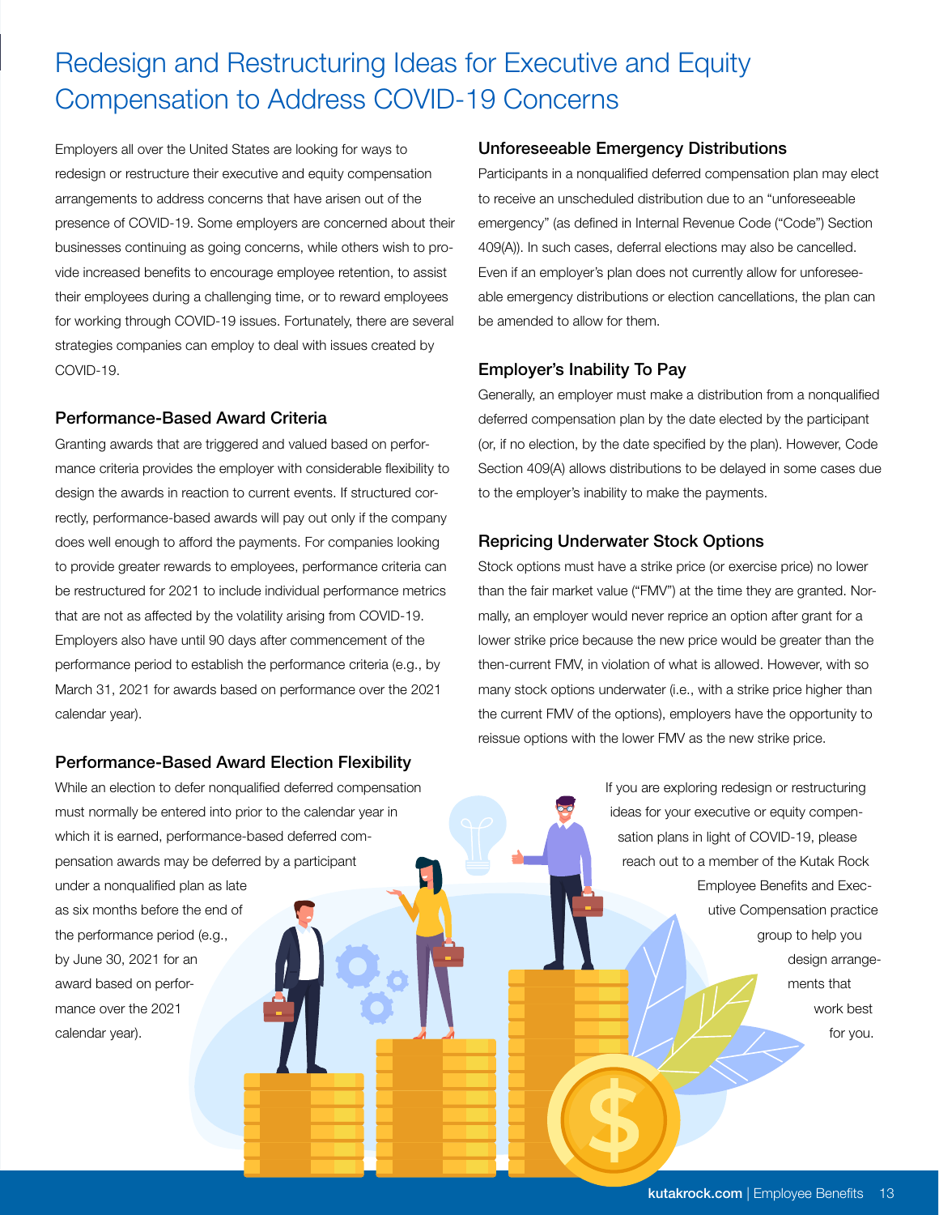# Redesign and Restructuring Ideas for Executive and Equity Compensation to Address COVID-19 Concerns

Employers all over the United States are looking for ways to redesign or restructure their executive and equity compensation arrangements to address concerns that have arisen out of the presence of COVID-19. Some employers are concerned about their businesses continuing as going concerns, while others wish to provide increased benefits to encourage employee retention, to assist their employees during a challenging time, or to reward employees for working through COVID-19 issues. Fortunately, there are several strategies companies can employ to deal with issues created by COVID-19.

## Performance-Based Award Criteria

Granting awards that are triggered and valued based on performance criteria provides the employer with considerable flexibility to design the awards in reaction to current events. If structured correctly, performance-based awards will pay out only if the company does well enough to afford the payments. For companies looking to provide greater rewards to employees, performance criteria can be restructured for 2021 to include individual performance metrics that are not as affected by the volatility arising from COVID-19. Employers also have until 90 days after commencement of the performance period to establish the performance criteria (e.g., by March 31, 2021 for awards based on performance over the 2021 calendar year).

## Performance-Based Award Election Flexibility

While an election to defer nonqualified deferred compensation must normally be entered into prior to the calendar year in which it is earned, performance-based deferred compensation awards may be deferred by a participant under a nonqualified plan as late as six months before the end of the performance period (e.g., by June 30, 2021 for an award based on performance over the 2021 calendar year).

## Unforeseeable Emergency Distributions

Participants in a nonqualified deferred compensation plan may elect to receive an unscheduled distribution due to an "unforeseeable emergency" (as defined in Internal Revenue Code ("Code") Section 409(A)). In such cases, deferral elections may also be cancelled. Even if an employer's plan does not currently allow for unforeseeable emergency distributions or election cancellations, the plan can be amended to allow for them.

## Employer's Inability To Pay

Generally, an employer must make a distribution from a nonqualified deferred compensation plan by the date elected by the participant (or, if no election, by the date specified by the plan). However, Code Section 409(A) allows distributions to be delayed in some cases due to the employer's inability to make the payments.

## Repricing Underwater Stock Options

Stock options must have a strike price (or exercise price) no lower than the fair market value ("FMV") at the time they are granted. Normally, an employer would never reprice an option after grant for a lower strike price because the new price would be greater than the then-current FMV, in violation of what is allowed. However, with so many stock options underwater (i.e., with a strike price higher than the current FMV of the options), employers have the opportunity to reissue options with the lower FMV as the new strike price.

If you are exploring redesign or restructuring ideas for your executive or equity compensation plans in light of COVID-19, please reach out to a member of the Kutak Rock Employee Benefits and Executive Compensation practice group to help you design arrangements that work best for you.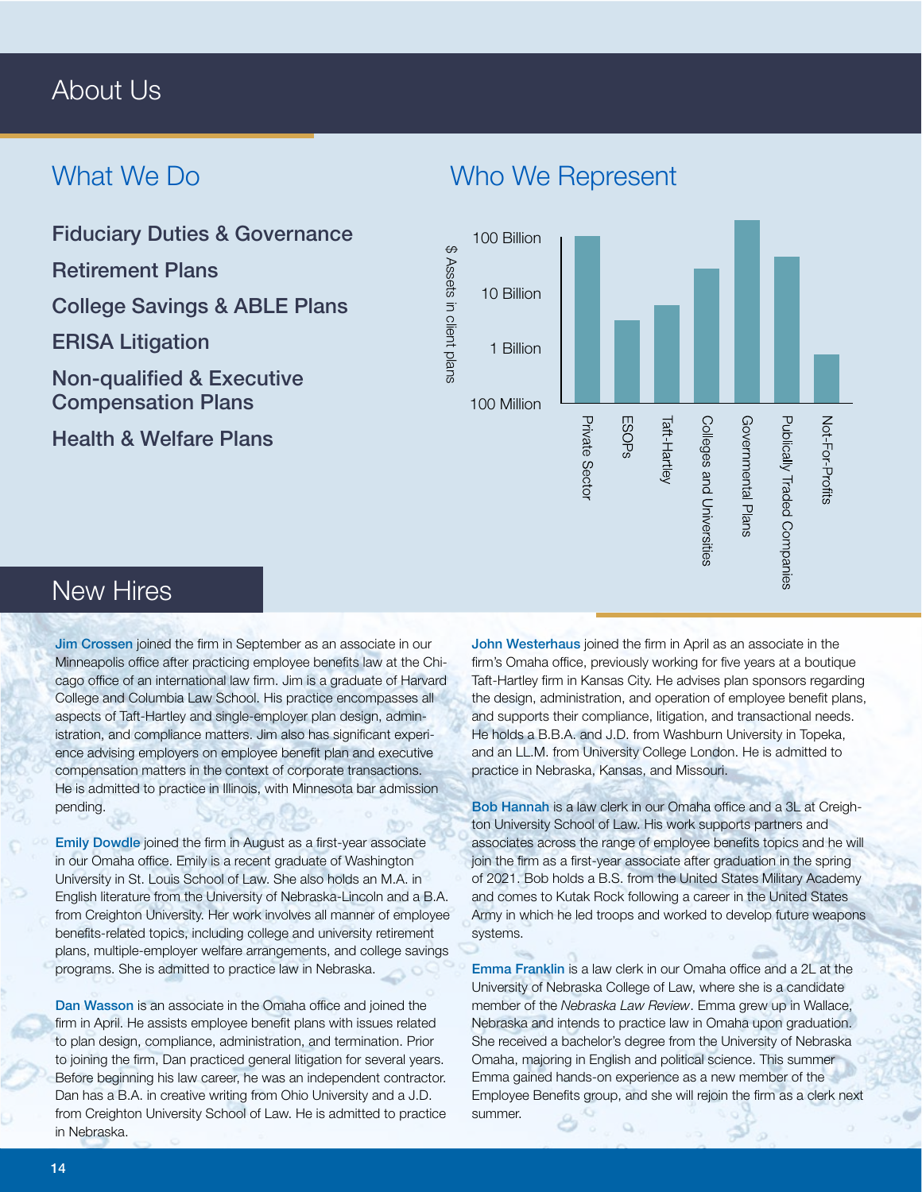# About Us

## What We Do

**Fiduciary Duties & Governance**

**Retirement Plans**

**College Savings & ABLE Plans**

**ERISA Litigation**

**Non-qualified & Executive Compensation Plans**

**Health & Welfare Plans**

## Who We Represent

$ Assets in client plans

100 Billion

10 Billion

1 Billion

100 Million

Private Sector

ESOPs

Taft-Hartley

Colleges and Universities

Governmental Plans

Publically Traded Companies

Not-For-Profits

## New Hires

**Jim Crossen** joined the firm in September as an associate in our Minneapolis office after practicing employee benefits law at the Chicago office of an international law firm. Jim is a graduate of Harvard College and Columbia Law School. His practice encompasses all aspects of Taft-Hartley and single-employer plan design, administration, and compliance matters. Jim also has significant experience advising employers on employee benefit plan and executive compensation matters in the context of corporate transactions. He is admitted to practice in Illinois, with Minnesota bar admission pending.

**Emily Dowdle** joined the firm in August as a first-year associate in our Omaha office. Emily is a recent graduate of Washington University in St. Louis School of Law. She also holds an M.A. in English literature from the University of Nebraska-Lincoln and a B.A. from Creighton University. Her work involves all manner of employee benefits-related topics, including college and university retirement plans, multiple-employer welfare arrangements, and college savings programs. She is admitted to practice law in Nebraska.

**Dan Wasson** is an associate in the Omaha office and joined the firm in April. He assists employee benefit plans with issues related to plan design, compliance, administration, and termination. Prior to joining the firm, Dan practiced general litigation for several years. Before beginning his law career, he was an independent contractor. Dan has a B.A. in creative writing from Ohio University and a J.D. from Creighton University School of Law. He is admitted to practice in Nebraska.

**John Westerhaus** joined the firm in April as an associate in the firm's Omaha office, previously working for five years at a boutique Taft-Hartley firm in Kansas City. He advises plan sponsors regarding the design, administration, and operation of employee benefit plans, and supports their compliance, litigation, and transactional needs. He holds a B.B.A. and J.D. from Washburn University in Topeka, and an LL.M. from University College London. He is admitted to practice in Nebraska, Kansas, and Missouri.

**Bob Hannah** is a law clerk in our Omaha office and a 3L at Creighton University School of Law. His work supports partners and associates across the range of employee benefits topics and he will join the firm as a first-year associate after graduation in the spring of 2021. Bob holds a B.S. from the United States Military Academy and comes to Kutak Rock following a career in the United States Army in which he led troops and worked to develop future weapons systems.

**Emma Franklin** is a law clerk in our Omaha office and a 2L at the University of Nebraska College of Law, where she is a candidate member of the *Nebraska Law Review*. Emma grew up in Wallace, Nebraska and intends to practice law in Omaha upon graduation. She received a bachelor's degree from the University of Nebraska Omaha, majoring in English and political science. This summer Emma gained hands-on experience as a new member of the Employee Benefits group, and she will rejoin the firm as a clerk next summer.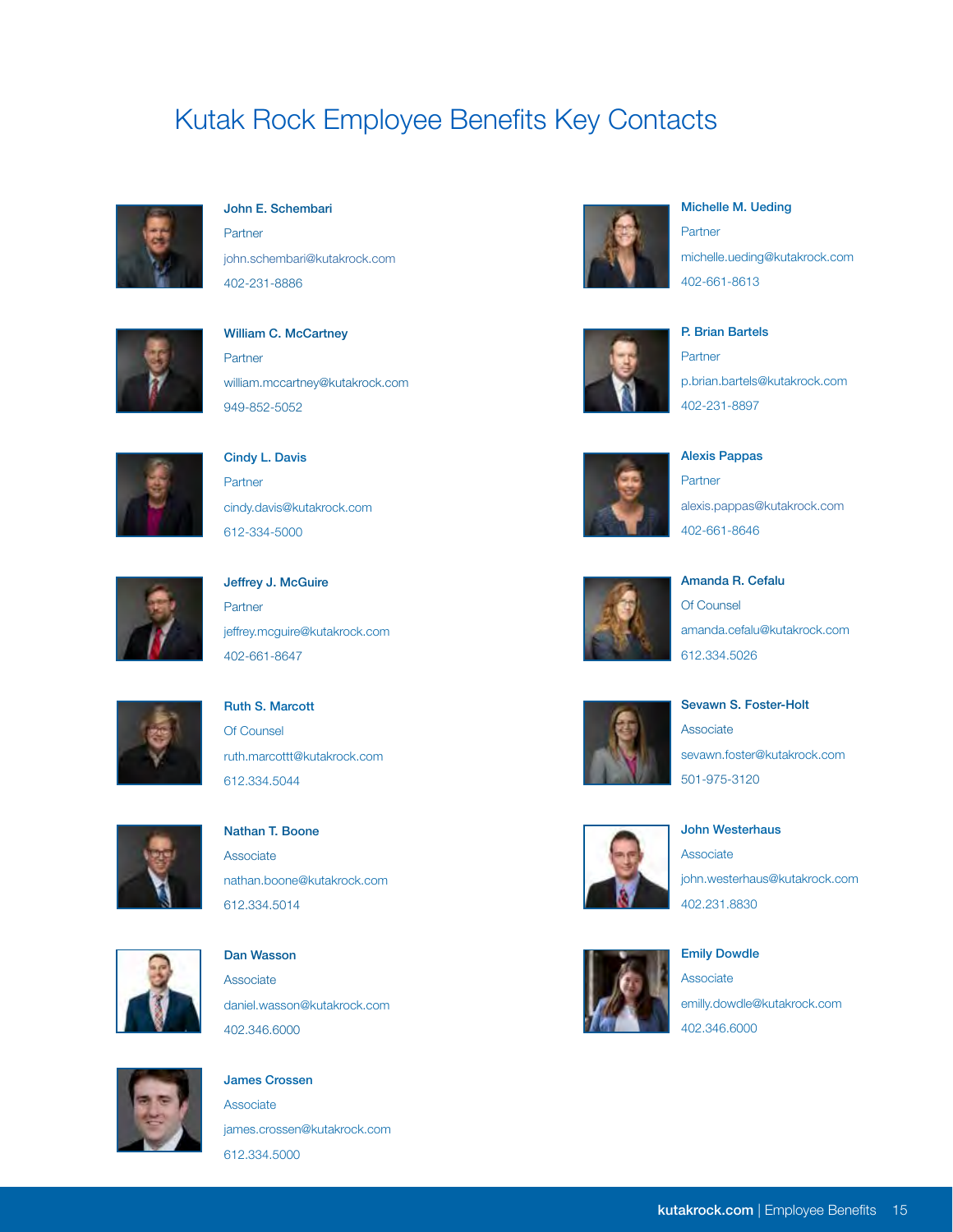# Kutak Rock Employee Benefits Key Contacts

**John E. Schembari**
Partner
john.schembari@kutakrock.com
402-231-8886

**William C. McCartney**
Partner
william.mccartney@kutakrock.com
949-852-5052

**Cindy L. Davis**
Partner
cindy.davis@kutakrock.com
612-334-5000

**Jeffrey J. McGuire**
Partner
jeffrey.mcguire@kutakrock.com
402-661-8647

**Ruth S. Marcott**
Of Counsel
ruth.marcottt@kutakrock.com
612.334.5044

**Nathan T. Boone**
Associate
nathan.boone@kutakrock.com
612.334.5014

**Dan Wasson**
Associate
daniel.wasson@kutakrock.com
402.346.6000

**James Crossen**
Associate
james.crossen@kutakrock.com
612.334.5000

**Michelle M. Ueding**
Partner
michelle.ueding@kutakrock.com
402-661-8613

**P. Brian Bartels**
Partner
p.brian.bartels@kutakrock.com
402-231-8897

**Alexis Pappas**
Partner
alexis.pappas@kutakrock.com
402-661-8646

**Amanda R. Cefalu**
Of Counsel
amanda.cefalu@kutakrock.com
612.334.5026

**Sevawn S. Foster-Holt**
Associate
sevawn.foster@kutakrock.com
501-975-3120

**John Westerhaus**
Associate
john.westerhaus@kutakrock.com
402.231.8830

**Emily Dowdle**
Associate
emilly.dowdle@kutakrock.com
402.346.6000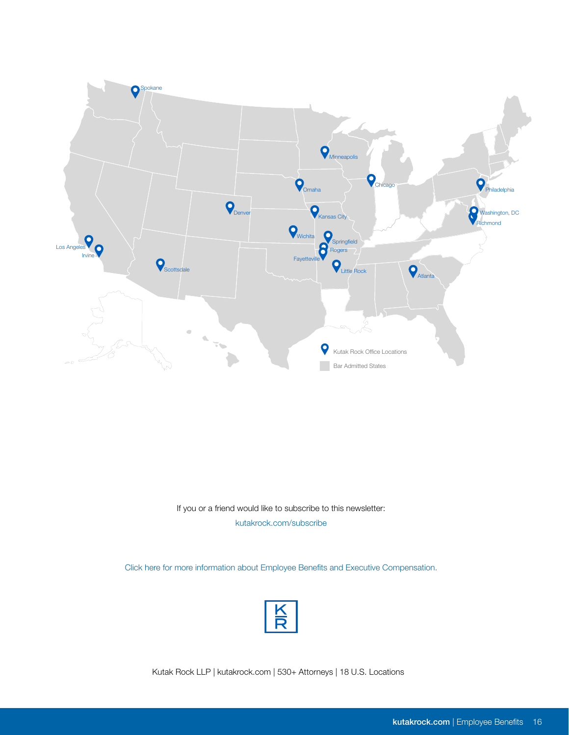Spokane

Minneapolis

Omaha

Chicago

Philadelphia

Denver

Kansas City

Washington, DC

Richmond

Wichita

Springfield

Rogers

Fayetteville

Los Angeles

Irvine

Scottsdale

Little Rock

Atlanta

Kutak Rock Office Locations

Bar Admitted States

If you or a friend would like to subscribe to this newsletter:

kutakrock.com/subscribe

Click here for more information about Employee Benefits and Executive Compensation.

Kutak Rock LLP | kutakrock.com | 530+ Attorneys | 18 U.S. Locations